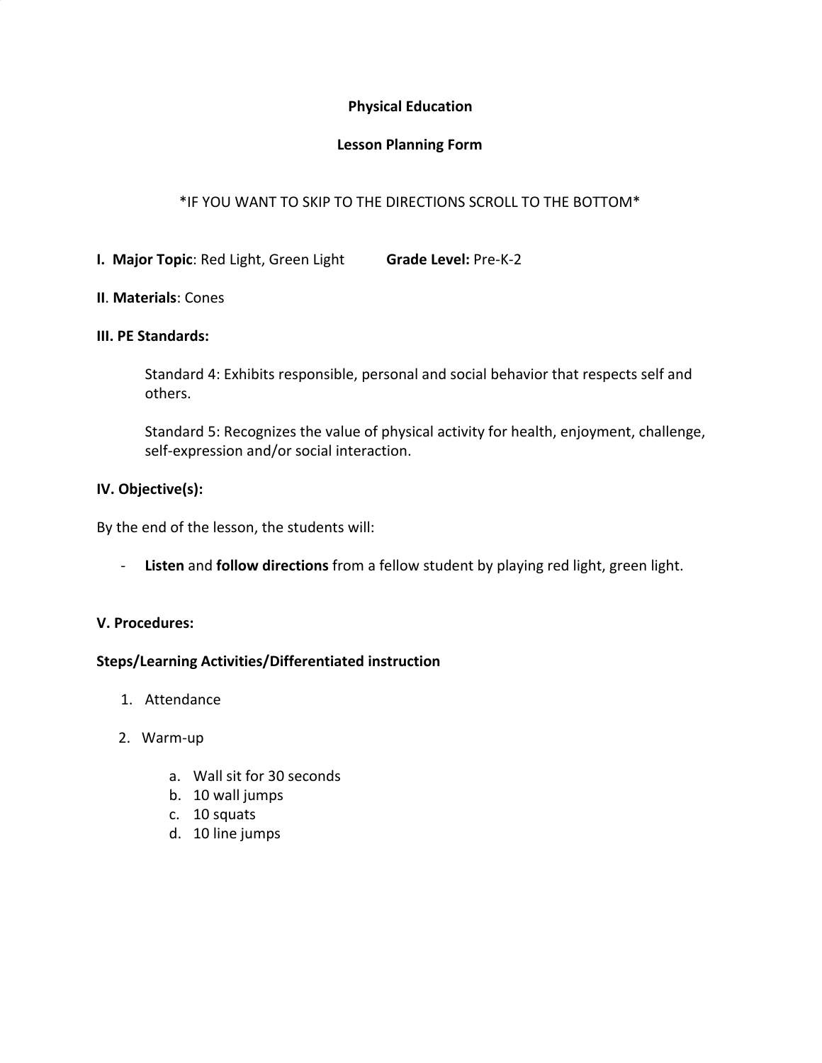# Physical Education

## Lesson Planning Form

*IF YOU WANT TO SKIP TO THE DIRECTIONS SCROLL TO THE BOTTOM*

**I. Major Topic**: Red Light, Green Light **Grade Level:** Pre-K-2

**II**. **Materials**: Cones

**III. PE Standards:**

> Standard 4: Exhibits responsible, personal and social behavior that respects self and others.
>
> Standard 5: Recognizes the value of physical activity for health, enjoyment, challenge, self-expression and/or social interaction.

**IV. Objective(s):**

By the end of the lesson, the students will:

- **Listen** and **follow directions** from a fellow student by playing red light, green light.

**V. Procedures:**

**Steps/Learning Activities/Differentiated instruction**

1. Attendance
2. Warm-up
   a. Wall sit for 30 seconds
   b. 10 wall jumps
   c. 10 squats
   d. 10 line jumps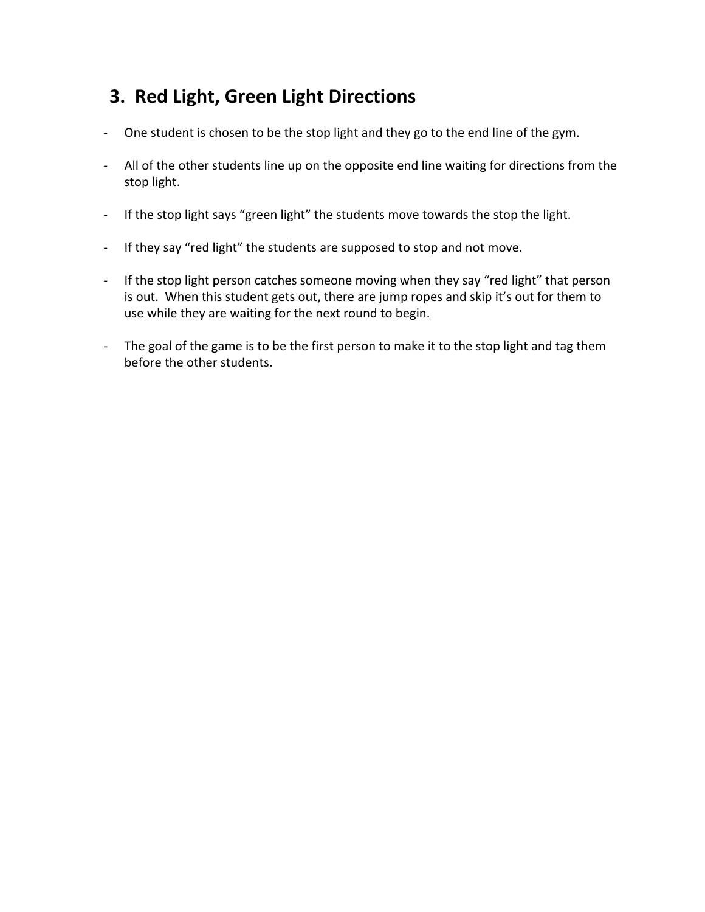## 3. Red Light, Green Light Directions

- One student is chosen to be the stop light and they go to the end line of the gym.
- All of the other students line up on the opposite end line waiting for directions from the stop light.
- If the stop light says "green light" the students move towards the stop the light.
- If they say "red light" the students are supposed to stop and not move.
- If the stop light person catches someone moving when they say "red light" that person is out. When this student gets out, there are jump ropes and skip it's out for them to use while they are waiting for the next round to begin.
- The goal of the game is to be the first person to make it to the stop light and tag them before the other students.